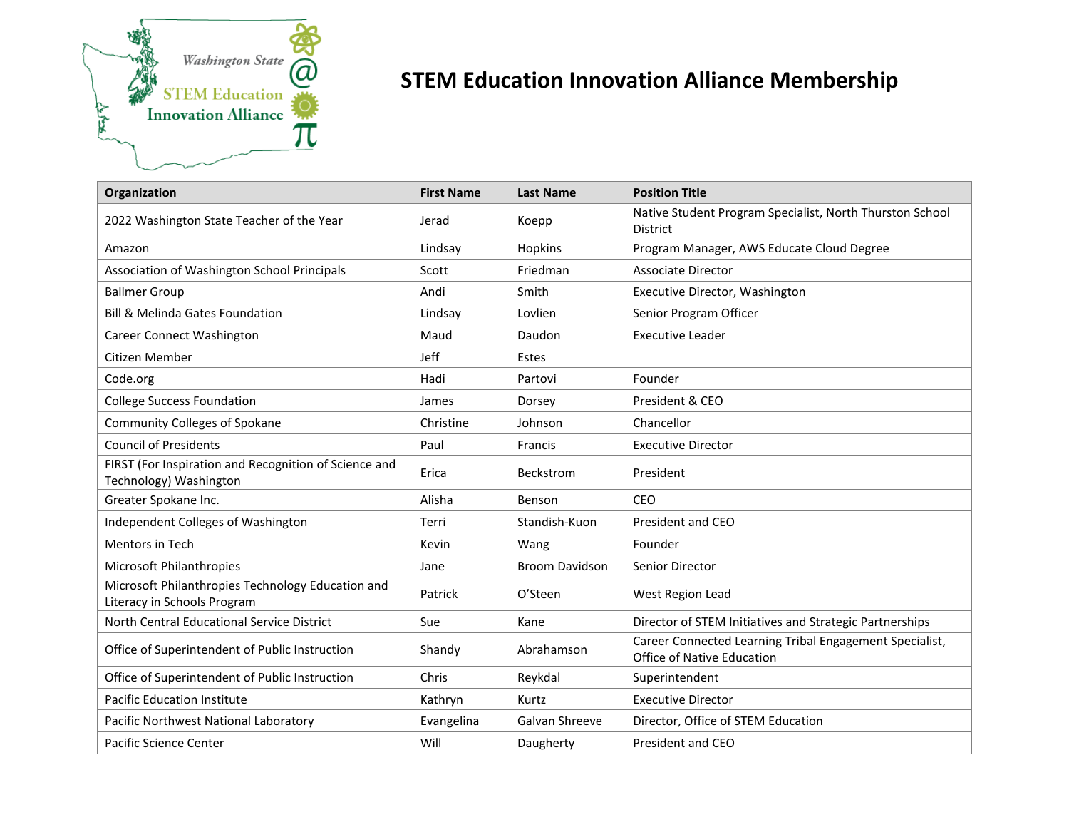# STEM Education Innovation Alliance Membership

| Organization | First Name | Last Name | Position Title |
|---|---|---|---|
| 2022 Washington State Teacher of the Year | Jerad | Koepp | Native Student Program Specialist, North Thurston School District |
| Amazon | Lindsay | Hopkins | Program Manager, AWS Educate Cloud Degree |
| Association of Washington School Principals | Scott | Friedman | Associate Director |
| Ballmer Group | Andi | Smith | Executive Director, Washington |
| Bill & Melinda Gates Foundation | Lindsay | Lovlien | Senior Program Officer |
| Career Connect Washington | Maud | Daudon | Executive Leader |
| Citizen Member | Jeff | Estes | |
| Code.org | Hadi | Partovi | Founder |
| College Success Foundation | James | Dorsey | President & CEO |
| Community Colleges of Spokane | Christine | Johnson | Chancellor |
| Council of Presidents | Paul | Francis | Executive Director |
| FIRST (For Inspiration and Recognition of Science and Technology) Washington | Erica | Beckstrom | President |
| Greater Spokane Inc. | Alisha | Benson | CEO |
| Independent Colleges of Washington | Terri | Standish-Kuon | President and CEO |
| Mentors in Tech | Kevin | Wang | Founder |
| Microsoft Philanthropies | Jane | Broom Davidson | Senior Director |
| Microsoft Philanthropies Technology Education and Literacy in Schools Program | Patrick | O'Steen | West Region Lead |
| North Central Educational Service District | Sue | Kane | Director of STEM Initiatives and Strategic Partnerships |
| Office of Superintendent of Public Instruction | Shandy | Abrahamson | Career Connected Learning Tribal Engagement Specialist, Office of Native Education |
| Office of Superintendent of Public Instruction | Chris | Reykdal | Superintendent |
| Pacific Education Institute | Kathryn | Kurtz | Executive Director |
| Pacific Northwest National Laboratory | Evangelina | Galvan Shreeve | Director, Office of STEM Education |
| Pacific Science Center | Will | Daugherty | President and CEO |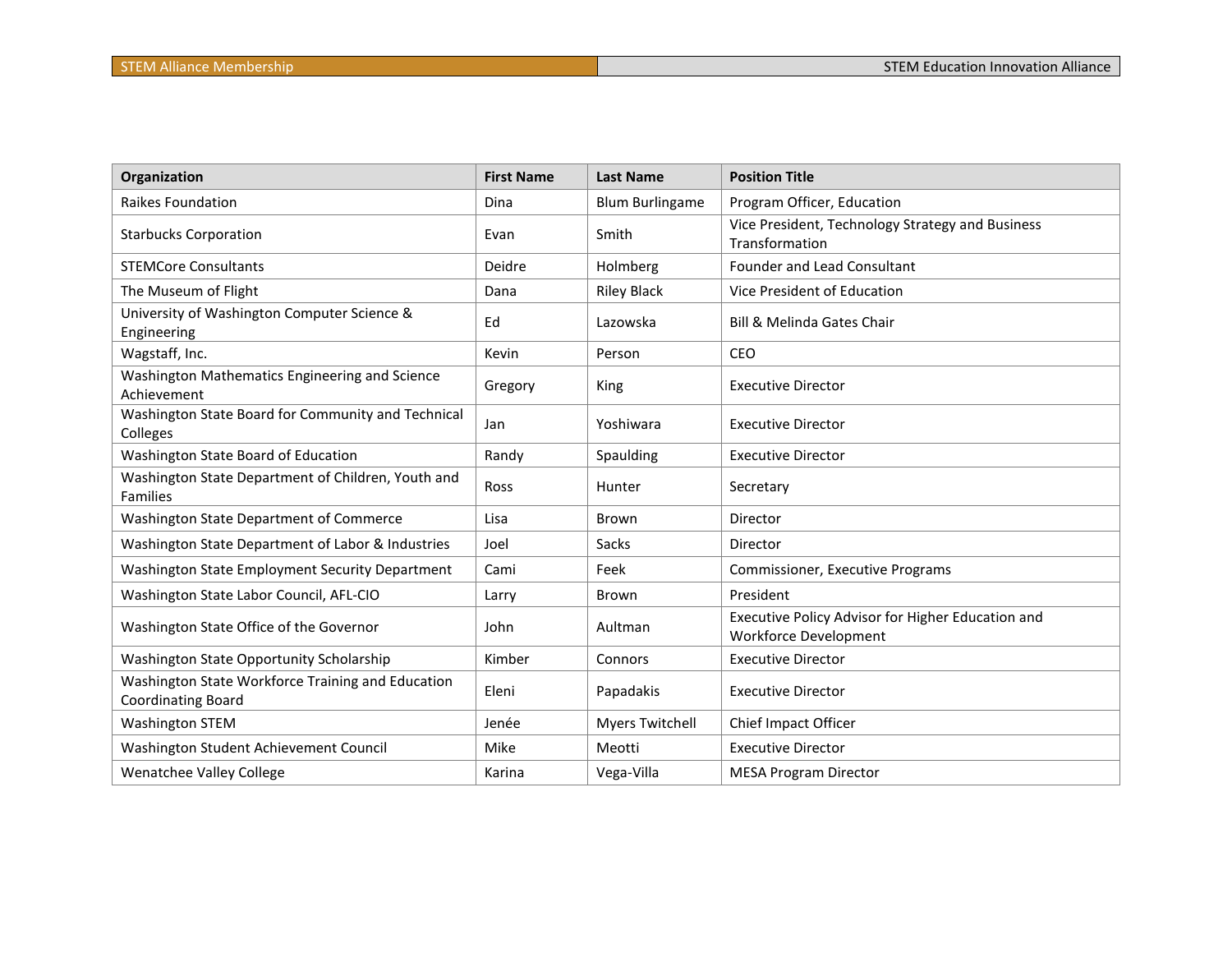| Organization | First Name | Last Name | Position Title |
| --- | --- | --- | --- |
| Raikes Foundation | Dina | Blum Burlingame | Program Officer, Education |
| Starbucks Corporation | Evan | Smith | Vice President, Technology Strategy and Business Transformation |
| STEMCore Consultants | Deidre | Holmberg | Founder and Lead Consultant |
| The Museum of Flight | Dana | Riley Black | Vice President of Education |
| University of Washington Computer Science & Engineering | Ed | Lazowska | Bill & Melinda Gates Chair |
| Wagstaff, Inc. | Kevin | Person | CEO |
| Washington Mathematics Engineering and Science Achievement | Gregory | King | Executive Director |
| Washington State Board for Community and Technical Colleges | Jan | Yoshiwara | Executive Director |
| Washington State Board of Education | Randy | Spaulding | Executive Director |
| Washington State Department of Children, Youth and Families | Ross | Hunter | Secretary |
| Washington State Department of Commerce | Lisa | Brown | Director |
| Washington State Department of Labor & Industries | Joel | Sacks | Director |
| Washington State Employment Security Department | Cami | Feek | Commissioner, Executive Programs |
| Washington State Labor Council, AFL-CIO | Larry | Brown | President |
| Washington State Office of the Governor | John | Aultman | Executive Policy Advisor for Higher Education and Workforce Development |
| Washington State Opportunity Scholarship | Kimber | Connors | Executive Director |
| Washington State Workforce Training and Education Coordinating Board | Eleni | Papadakis | Executive Director |
| Washington STEM | Jenée | Myers Twitchell | Chief Impact Officer |
| Washington Student Achievement Council | Mike | Meotti | Executive Director |
| Wenatchee Valley College | Karina | Vega-Villa | MESA Program Director |